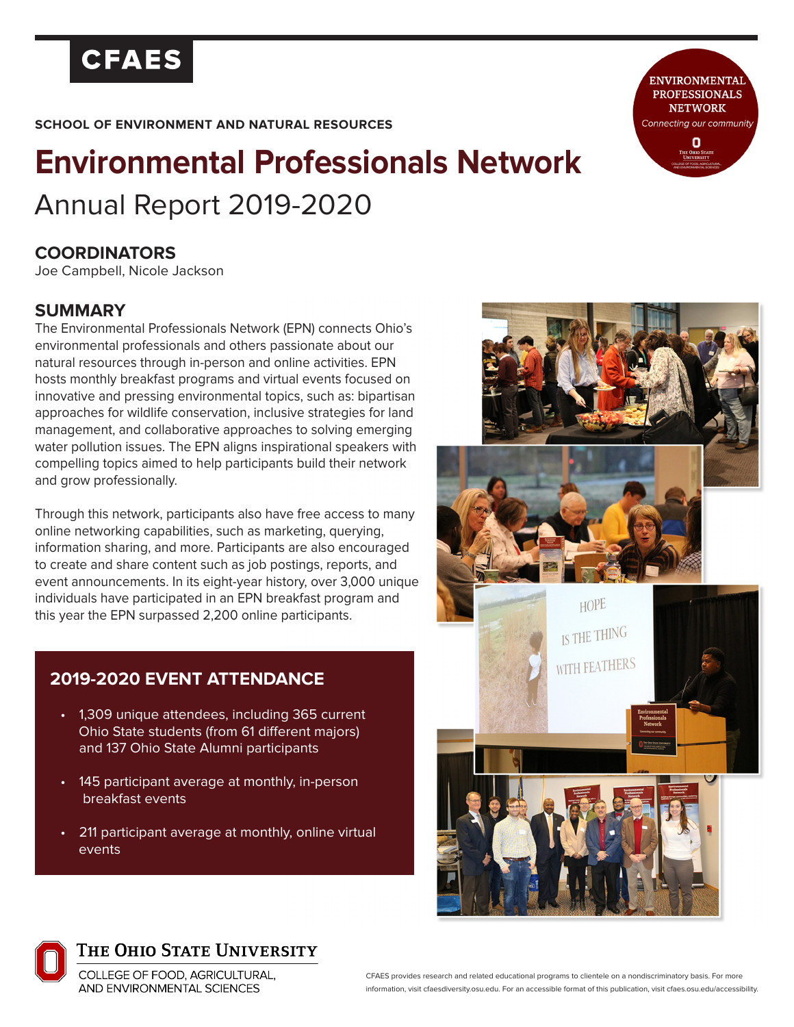CFAES

SCHOOL OF ENVIRONMENT AND NATURAL RESOURCES

# Environmental Professionals Network

## Annual Report 2019-2020

## COORDINATORS

Joe Campbell, Nicole Jackson

## SUMMARY

The Environmental Professionals Network (EPN) connects Ohio's environmental professionals and others passionate about our natural resources through in-person and online activities. EPN hosts monthly breakfast programs and virtual events focused on innovative and pressing environmental topics, such as: bipartisan approaches for wildlife conservation, inclusive strategies for land management, and collaborative approaches to solving emerging water pollution issues. The EPN aligns inspirational speakers with compelling topics aimed to help participants build their network and grow professionally.

Through this network, participants also have free access to many online networking capabilities, such as marketing, querying, information sharing, and more. Participants are also encouraged to create and share content such as job postings, reports, and event announcements. In its eight-year history, over 3,000 unique individuals have participated in an EPN breakfast program and this year the EPN surpassed 2,200 online participants.

## 2019-2020 EVENT ATTENDANCE

- 1,309 unique attendees, including 365 current Ohio State students (from 61 different majors) and 137 Ohio State Alumni participants
- 145 participant average at monthly, in-person breakfast events
- 211 participant average at monthly, online virtual events

THE OHIO STATE UNIVERSITY
COLLEGE OF FOOD, AGRICULTURAL, AND ENVIRONMENTAL SCIENCES

CFAES provides research and related educational programs to clientele on a nondiscriminatory basis. For more information, visit cfaesdiversity.osu.edu. For an accessible format of this publication, visit cfaes.osu.edu/accessibility.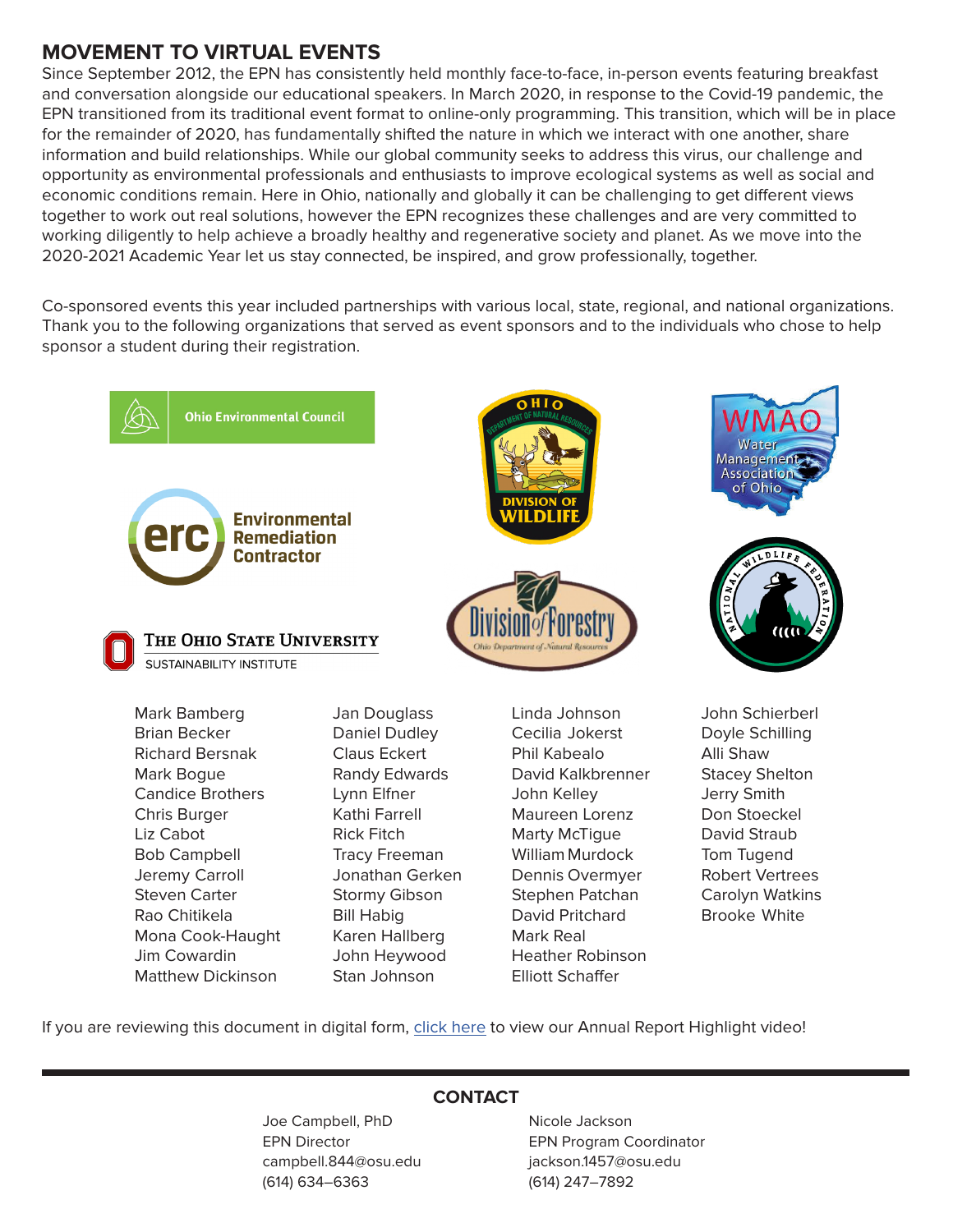## MOVEMENT TO VIRTUAL EVENTS

Since September 2012, the EPN has consistently held monthly face-to-face, in-person events featuring breakfast and conversation alongside our educational speakers. In March 2020, in response to the Covid-19 pandemic, the EPN transitioned from its traditional event format to online-only programming. This transition, which will be in place for the remainder of 2020, has fundamentally shifted the nature in which we interact with one another, share information and build relationships. While our global community seeks to address this virus, our challenge and opportunity as environmental professionals and enthusiasts to improve ecological systems as well as social and economic conditions remain. Here in Ohio, nationally and globally it can be challenging to get different views together to work out real solutions, however the EPN recognizes these challenges and are very committed to working diligently to help achieve a broadly healthy and regenerative society and planet. As we move into the 2020-2021 Academic Year let us stay connected, be inspired, and grow professionally, together.

Co-sponsored events this year included partnerships with various local, state, regional, and national organizations. Thank you to the following organizations that served as event sponsors and to the individuals who chose to help sponsor a student during their registration.

Ohio Environmental Council

Environmental Remediation Contractor

The Ohio State University Sustainability Institute

Ohio Department of Natural Resources Division of Wildlife

Division of Forestry, Ohio Department of Natural Resources

WMAO Water Management Association of Ohio

National Wildlife Federation

Mark Bamberg
Brian Becker
Richard Bersnak
Mark Bogue
Candice Brothers
Chris Burger
Liz Cabot
Bob Campbell
Jeremy Carroll
Steven Carter
Rao Chitikela
Mona Cook-Haught
Jim Cowardin
Matthew Dickinson
Jan Douglass
Daniel Dudley
Claus Eckert
Randy Edwards
Lynn Elfner
Kathi Farrell
Rick Fitch
Tracy Freeman
Jonathan Gerken
Stormy Gibson
Bill Habig
Karen Hallberg
John Heywood
Stan Johnson
Linda Johnson
Cecilia Jokerst
Phil Kabealo
David Kalkbrenner
John Kelley
Maureen Lorenz
Marty McTigue
William Murdock
Dennis Overmyer
Stephen Patchan
David Pritchard
Mark Real
Heather Robinson
Elliott Schaffer
John Schierberl
Doyle Schilling
Alli Shaw
Stacey Shelton
Jerry Smith
Don Stoeckel
David Straub
Tom Tugend
Robert Vertrees
Carolyn Watkins
Brooke White

If you are reviewing this document in digital form, click here to view our Annual Report Highlight video!

## CONTACT

Joe Campbell, PhD
EPN Director
campbell.844@osu.edu
(614) 634–6363

Nicole Jackson
EPN Program Coordinator
jackson.1457@osu.edu
(614) 247–7892